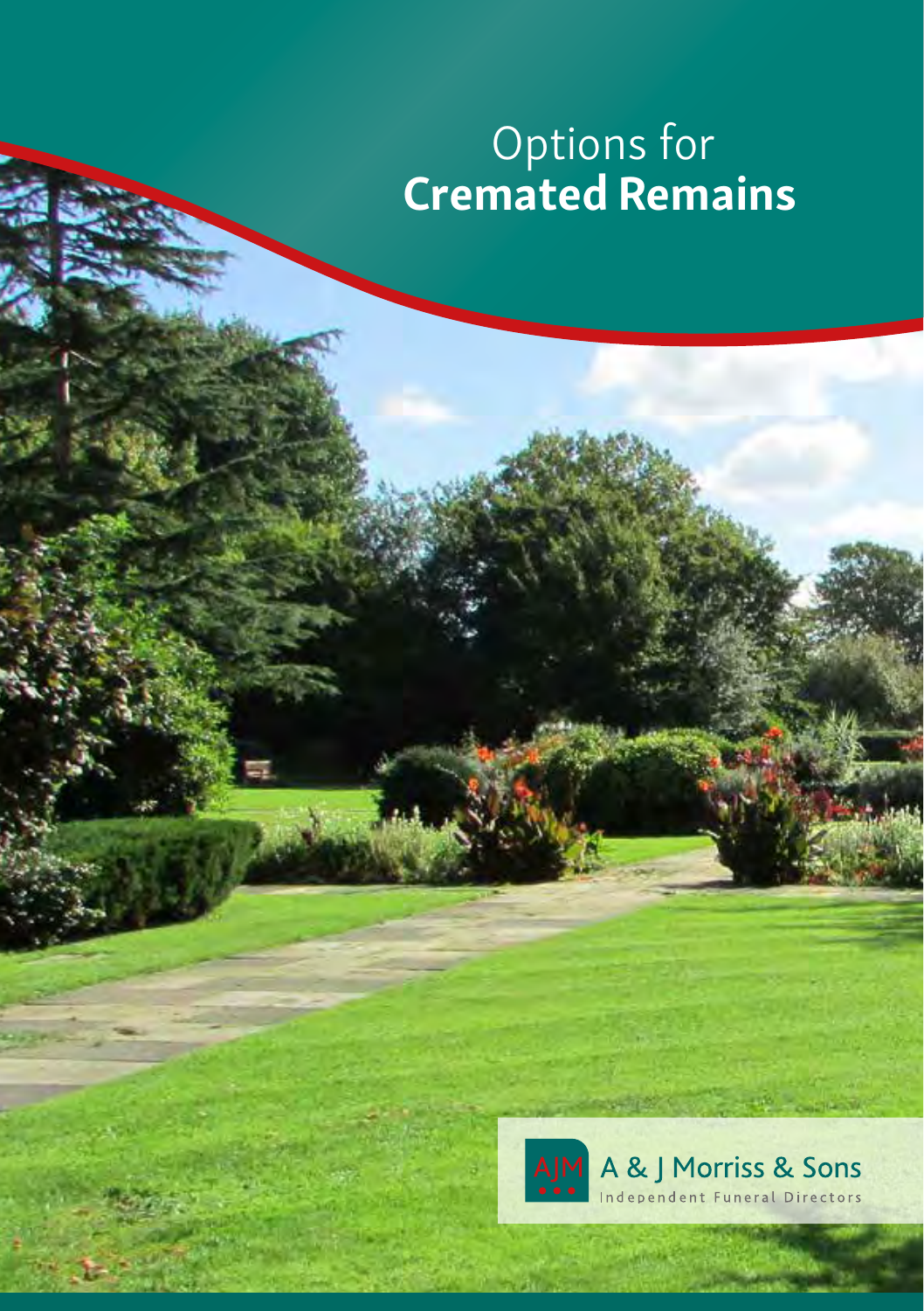# Options for **Cremated Remains**

AJM A & J Morriss & Sons

Independent Funeral Directors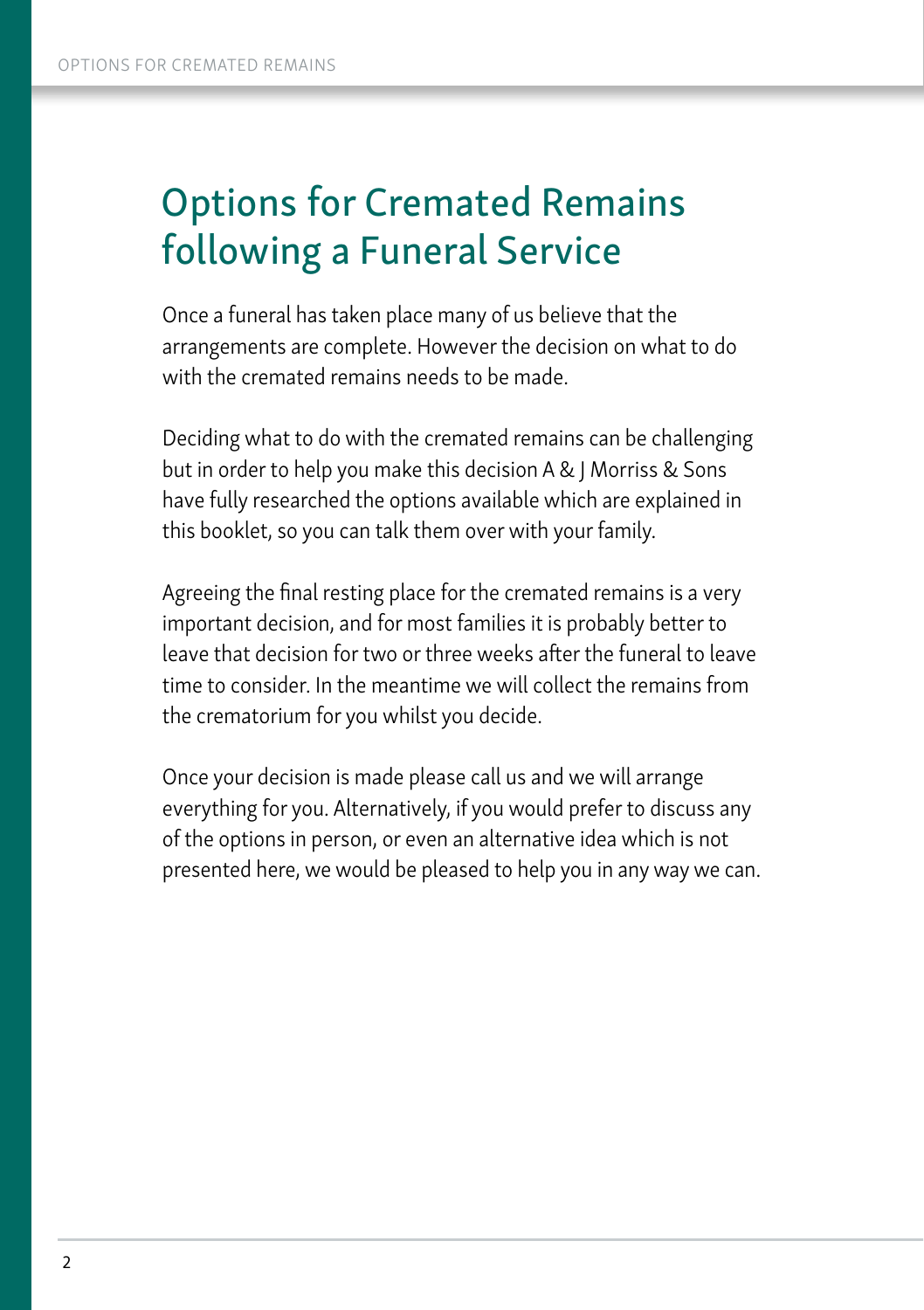# Options for Cremated Remains following a Funeral Service

Once a funeral has taken place many of us believe that the arrangements are complete. However the decision on what to do with the cremated remains needs to be made.

Deciding what to do with the cremated remains can be challenging but in order to help you make this decision A & J Morriss & Sons have fully researched the options available which are explained in this booklet, so you can talk them over with your family.

Agreeing the final resting place for the cremated remains is a very important decision, and for most families it is probably better to leave that decision for two or three weeks after the funeral to leave time to consider. In the meantime we will collect the remains from the crematorium for you whilst you decide.

Once your decision is made please call us and we will arrange everything for you. Alternatively, if you would prefer to discuss any of the options in person, or even an alternative idea which is not presented here, we would be pleased to help you in any way we can.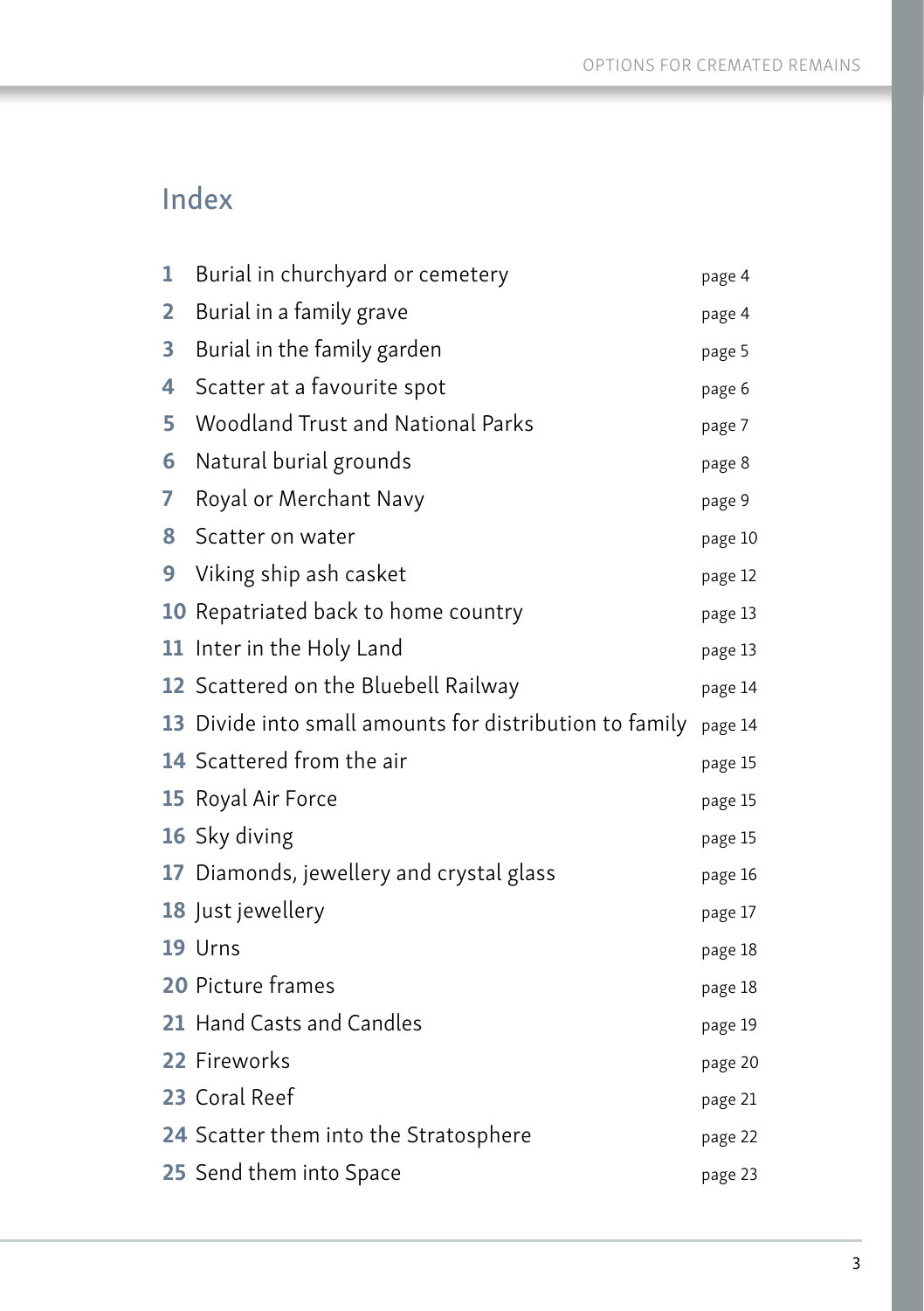# Index

| | | |
|---|---|---|
| **1** | Burial in churchyard or cemetery | page 4 |
| **2** | Burial in a family grave | page 4 |
| **3** | Burial in the family garden | page 5 |
| **4** | Scatter at a favourite spot | page 6 |
| **5** | Woodland Trust and National Parks | page 7 |
| **6** | Natural burial grounds | page 8 |
| **7** | Royal or Merchant Navy | page 9 |
| **8** | Scatter on water | page 10 |
| **9** | Viking ship ash casket | page 12 |
| **10** | Repatriated back to home country | page 13 |
| **11** | Inter in the Holy Land | page 13 |
| **12** | Scattered on the Bluebell Railway | page 14 |
| **13** | Divide into small amounts for distribution to family | page 14 |
| **14** | Scattered from the air | page 15 |
| **15** | Royal Air Force | page 15 |
| **16** | Sky diving | page 15 |
| **17** | Diamonds, jewellery and crystal glass | page 16 |
| **18** | Just jewellery | page 17 |
| **19** | Urns | page 18 |
| **20** | Picture frames | page 18 |
| **21** | Hand Casts and Candles | page 19 |
| **22** | Fireworks | page 20 |
| **23** | Coral Reef | page 21 |
| **24** | Scatter them into the Stratosphere | page 22 |
| **25** | Send them into Space | page 23 |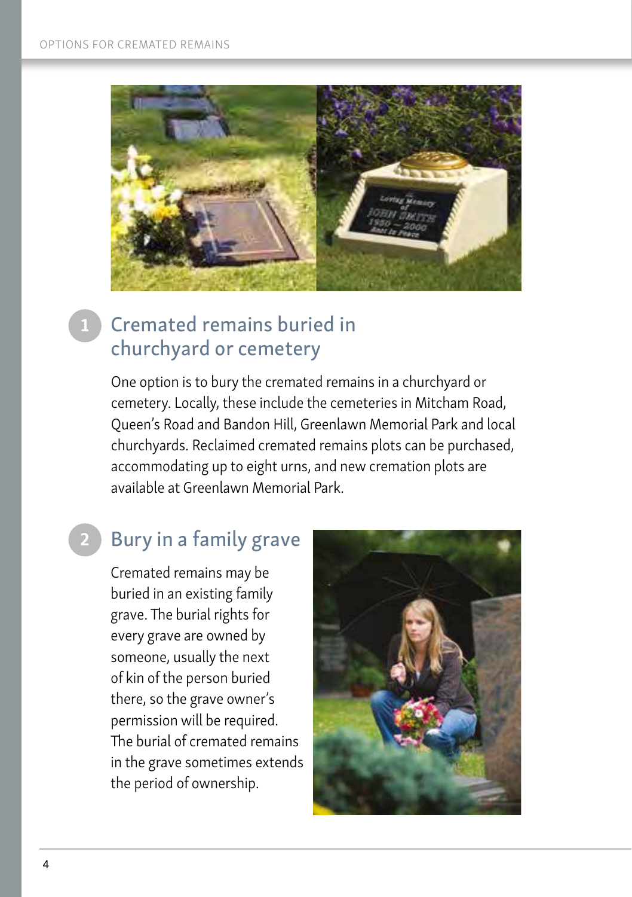## 1 Cremated remains buried in churchyard or cemetery

One option is to bury the cremated remains in a churchyard or cemetery. Locally, these include the cemeteries in Mitcham Road, Queen's Road and Bandon Hill, Greenlawn Memorial Park and local churchyards. Reclaimed cremated remains plots can be purchased, accommodating up to eight urns, and new cremation plots are available at Greenlawn Memorial Park.

## 2 Bury in a family grave

Cremated remains may be buried in an existing family grave. The burial rights for every grave are owned by someone, usually the next of kin of the person buried there, so the grave owner's permission will be required. The burial of cremated remains in the grave sometimes extends the period of ownership.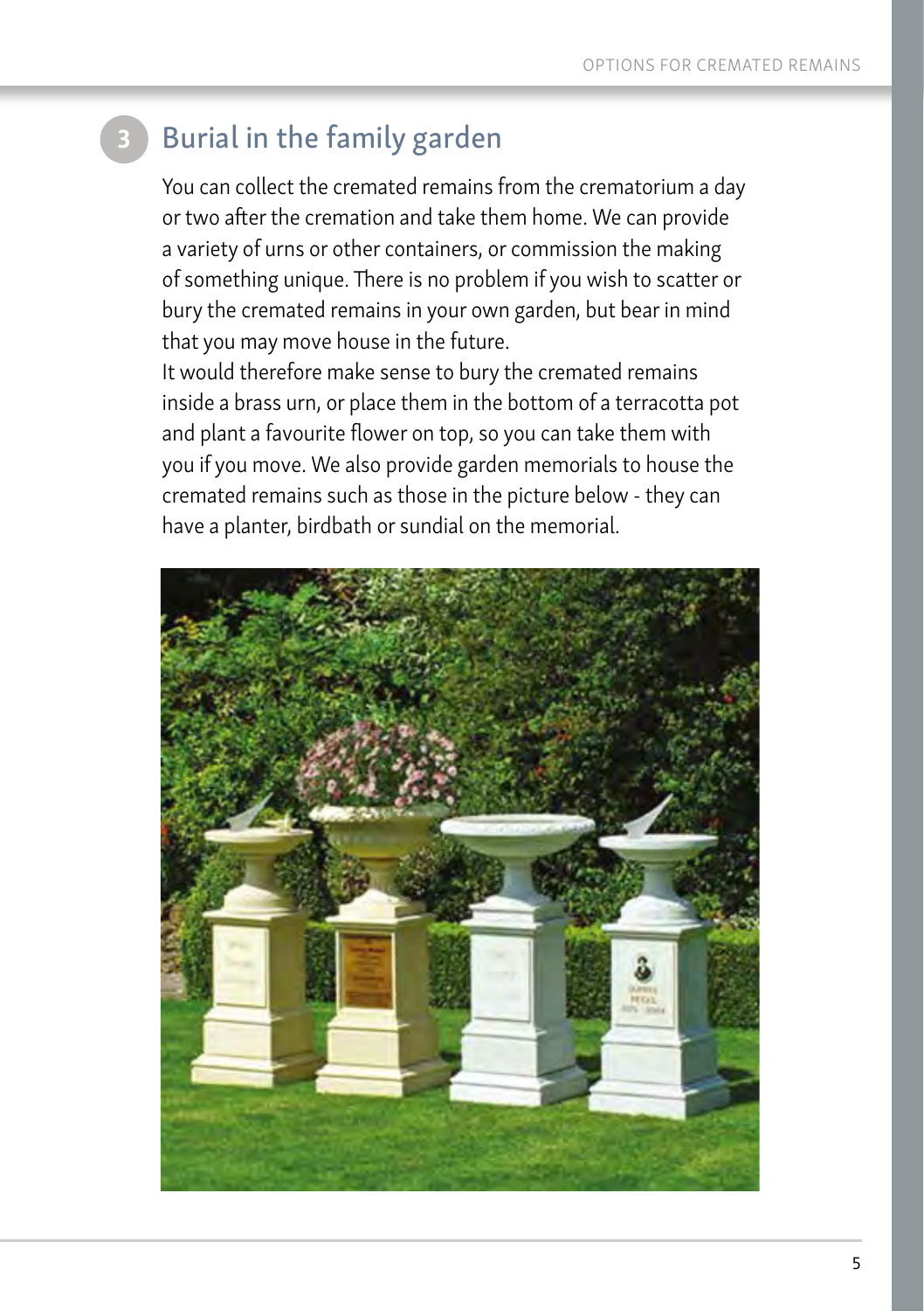## 3 Burial in the family garden

You can collect the cremated remains from the crematorium a day or two after the cremation and take them home. We can provide a variety of urns or other containers, or commission the making of something unique. There is no problem if you wish to scatter or bury the cremated remains in your own garden, but bear in mind that you may move house in the future.

It would therefore make sense to bury the cremated remains inside a brass urn, or place them in the bottom of a terracotta pot and plant a favourite flower on top, so you can take them with you if you move. We also provide garden memorials to house the cremated remains such as those in the picture below - they can have a planter, birdbath or sundial on the memorial.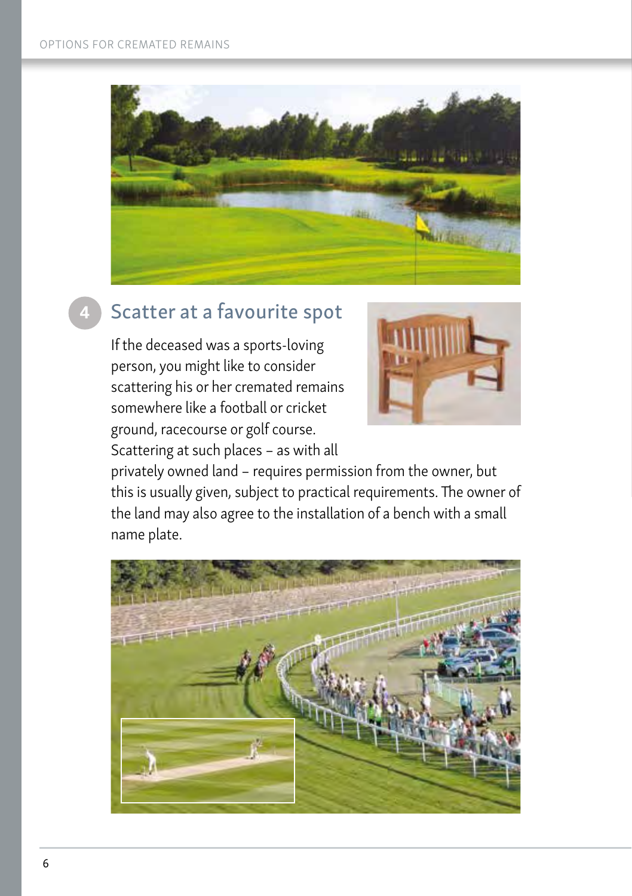## 4 Scatter at a favourite spot

If the deceased was a sports-loving person, you might like to consider scattering his or her cremated remains somewhere like a football or cricket ground, racecourse or golf course. Scattering at such places – as with all privately owned land – requires permission from the owner, but this is usually given, subject to practical requirements. The owner of the land may also agree to the installation of a bench with a small name plate.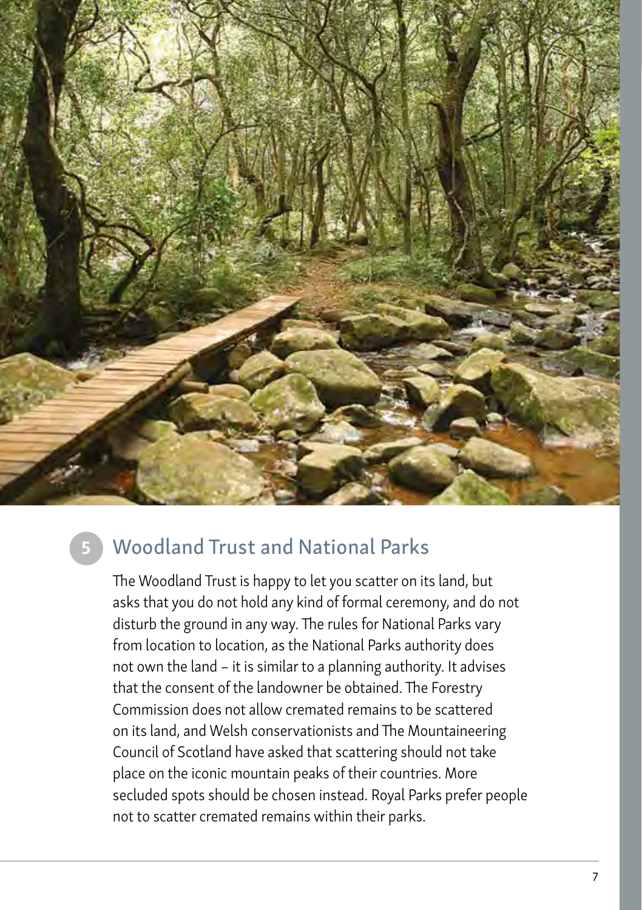## 5 Woodland Trust and National Parks

The Woodland Trust is happy to let you scatter on its land, but asks that you do not hold any kind of formal ceremony, and do not disturb the ground in any way. The rules for National Parks vary from location to location, as the National Parks authority does not own the land – it is similar to a planning authority. It advises that the consent of the landowner be obtained. The Forestry Commission does not allow cremated remains to be scattered on its land, and Welsh conservationists and The Mountaineering Council of Scotland have asked that scattering should not take place on the iconic mountain peaks of their countries. More secluded spots should be chosen instead. Royal Parks prefer people not to scatter cremated remains within their parks.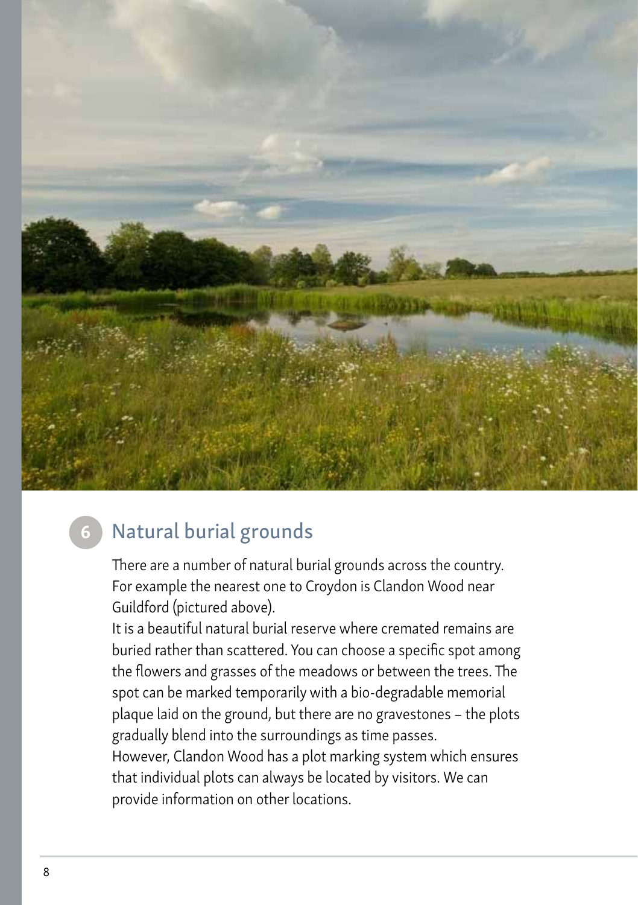## 6 Natural burial grounds

There are a number of natural burial grounds across the country. For example the nearest one to Croydon is Clandon Wood near Guildford (pictured above).

It is a beautiful natural burial reserve where cremated remains are buried rather than scattered. You can choose a specific spot among the flowers and grasses of the meadows or between the trees. The spot can be marked temporarily with a bio-degradable memorial plaque laid on the ground, but there are no gravestones – the plots gradually blend into the surroundings as time passes.

However, Clandon Wood has a plot marking system which ensures that individual plots can always be located by visitors. We can provide information on other locations.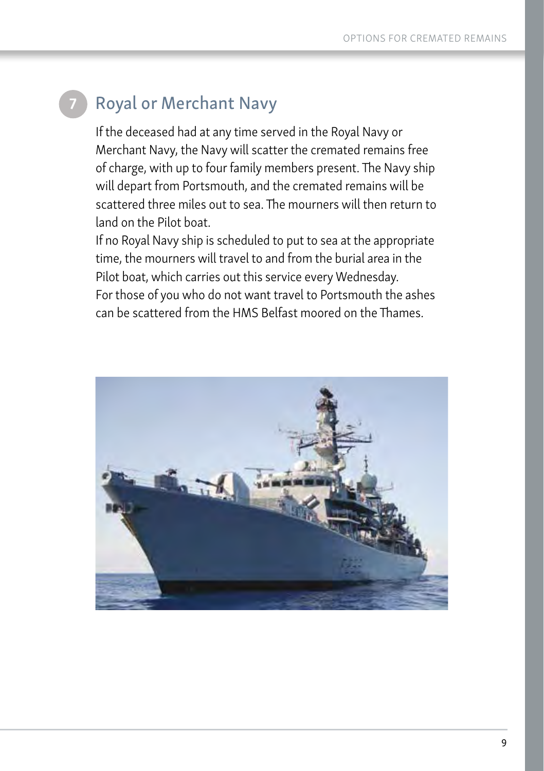## 7 Royal or Merchant Navy

If the deceased had at any time served in the Royal Navy or Merchant Navy, the Navy will scatter the cremated remains free of charge, with up to four family members present. The Navy ship will depart from Portsmouth, and the cremated remains will be scattered three miles out to sea. The mourners will then return to land on the Pilot boat.

If no Royal Navy ship is scheduled to put to sea at the appropriate time, the mourners will travel to and from the burial area in the Pilot boat, which carries out this service every Wednesday.

For those of you who do not want travel to Portsmouth the ashes can be scattered from the HMS Belfast moored on the Thames.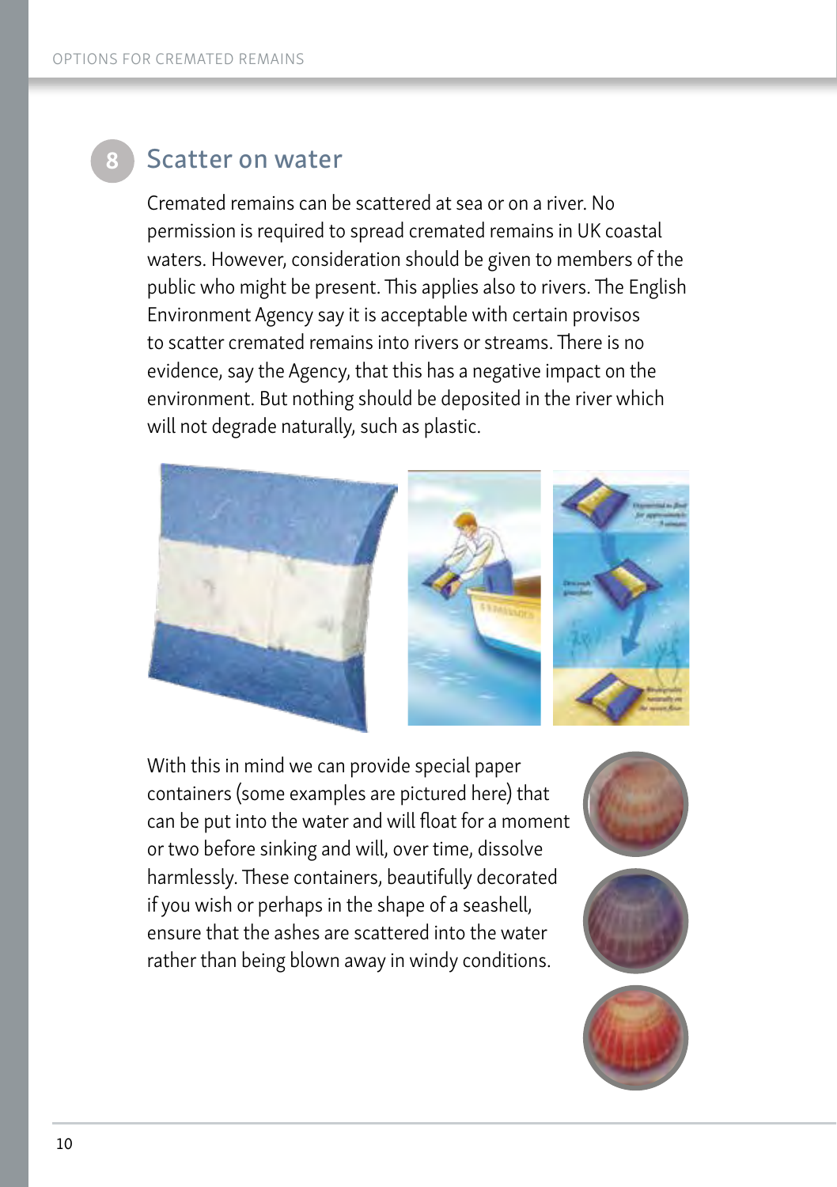## 8 Scatter on water

Cremated remains can be scattered at sea or on a river. No permission is required to spread cremated remains in UK coastal waters. However, consideration should be given to members of the public who might be present. This applies also to rivers. The English Environment Agency say it is acceptable with certain provisos to scatter cremated remains into rivers or streams. There is no evidence, say the Agency, that this has a negative impact on the environment. But nothing should be deposited in the river which will not degrade naturally, such as plastic.

With this in mind we can provide special paper containers (some examples are pictured here) that can be put into the water and will float for a moment or two before sinking and will, over time, dissolve harmlessly. These containers, beautifully decorated if you wish or perhaps in the shape of a seashell, ensure that the ashes are scattered into the water rather than being blown away in windy conditions.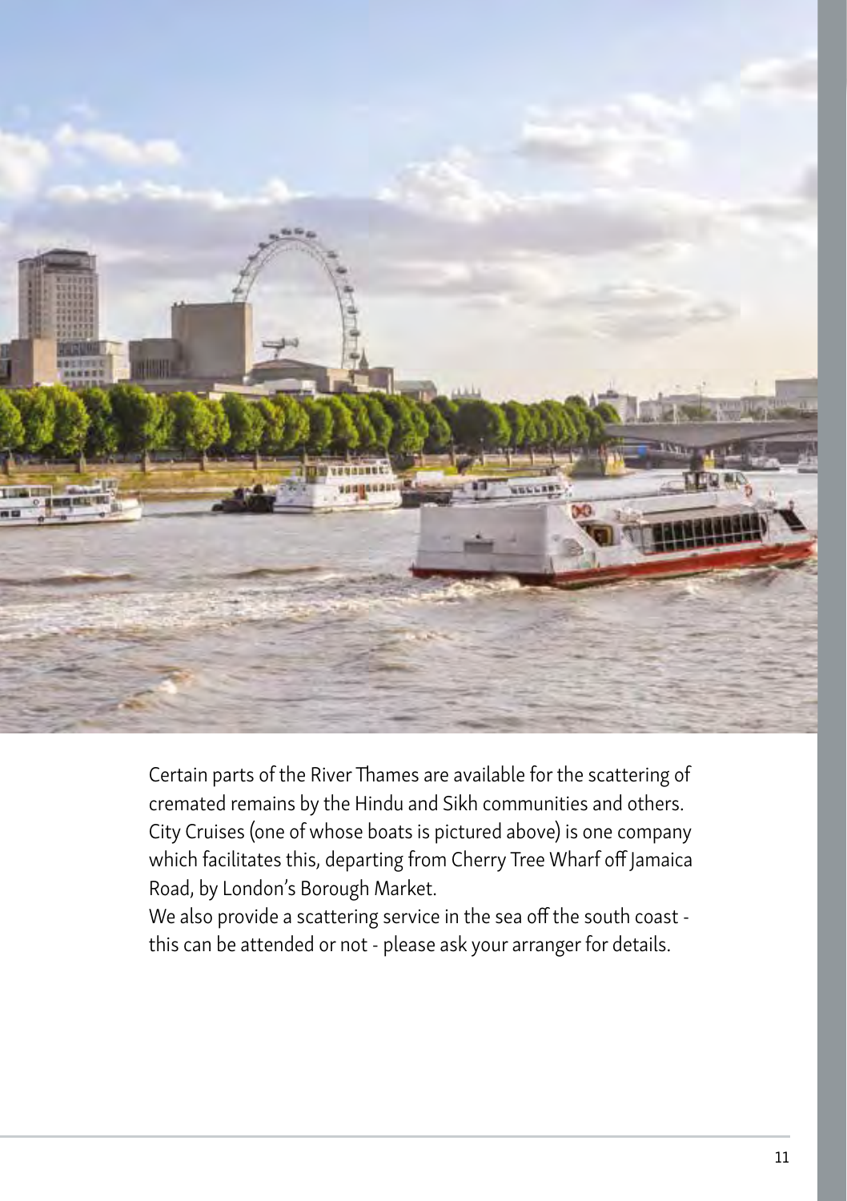Certain parts of the River Thames are available for the scattering of cremated remains by the Hindu and Sikh communities and others. City Cruises (one of whose boats is pictured above) is one company which facilitates this, departing from Cherry Tree Wharf off Jamaica Road, by London's Borough Market.

We also provide a scattering service in the sea off the south coast - this can be attended or not - please ask your arranger for details.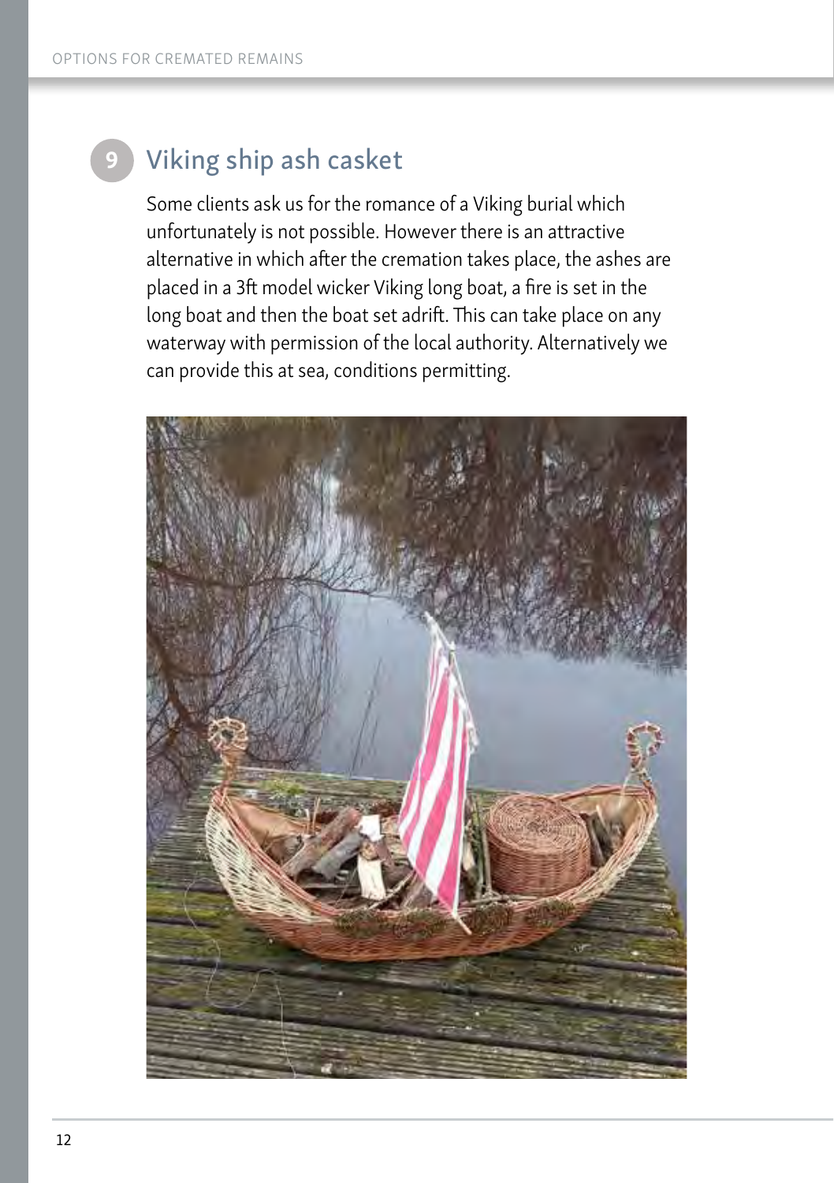## 9 Viking ship ash casket

Some clients ask us for the romance of a Viking burial which unfortunately is not possible. However there is an attractive alternative in which after the cremation takes place, the ashes are placed in a 3ft model wicker Viking long boat, a fire is set in the long boat and then the boat set adrift. This can take place on any waterway with permission of the local authority. Alternatively we can provide this at sea, conditions permitting.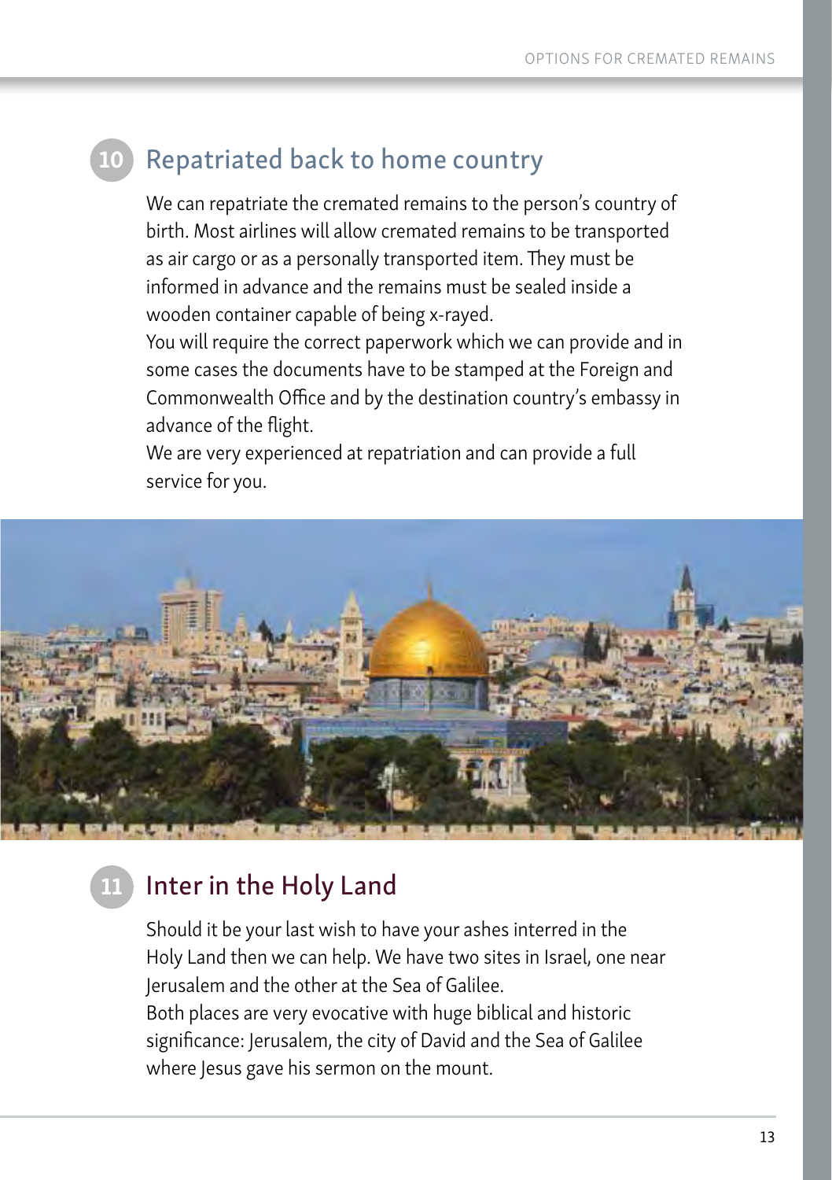## 10 Repatriated back to home country

We can repatriate the cremated remains to the person's country of birth. Most airlines will allow cremated remains to be transported as air cargo or as a personally transported item. They must be informed in advance and the remains must be sealed inside a wooden container capable of being x-rayed.

You will require the correct paperwork which we can provide and in some cases the documents have to be stamped at the Foreign and Commonwealth Office and by the destination country's embassy in advance of the flight.

We are very experienced at repatriation and can provide a full service for you.

## 11 Inter in the Holy Land

Should it be your last wish to have your ashes interred in the Holy Land then we can help. We have two sites in Israel, one near Jerusalem and the other at the Sea of Galilee.

Both places are very evocative with huge biblical and historic significance: Jerusalem, the city of David and the Sea of Galilee where Jesus gave his sermon on the mount.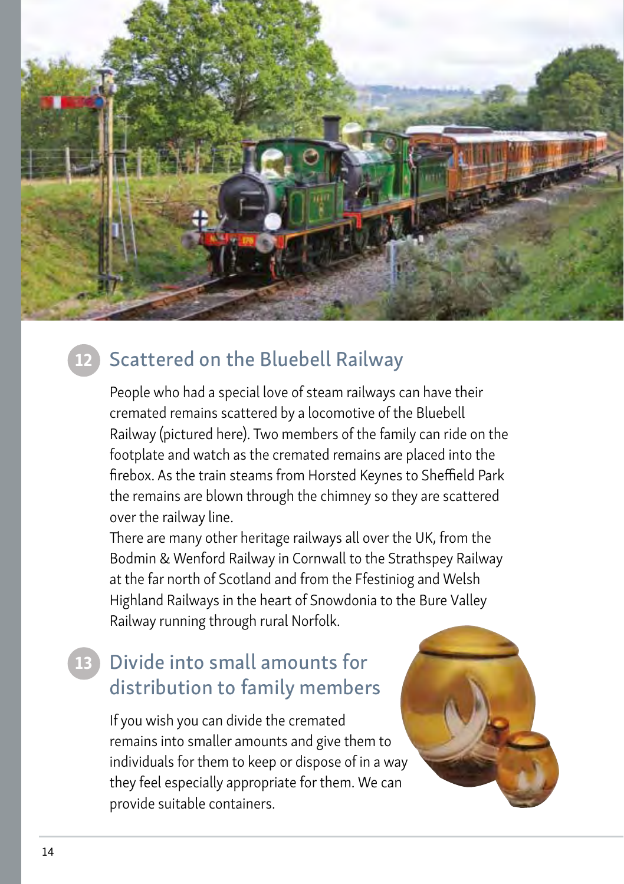## 12 Scattered on the Bluebell Railway

People who had a special love of steam railways can have their cremated remains scattered by a locomotive of the Bluebell Railway (pictured here). Two members of the family can ride on the footplate and watch as the cremated remains are placed into the firebox. As the train steams from Horsted Keynes to Sheffield Park the remains are blown through the chimney so they are scattered over the railway line.

There are many other heritage railways all over the UK, from the Bodmin & Wenford Railway in Cornwall to the Strathspey Railway at the far north of Scotland and from the Ffestiniog and Welsh Highland Railways in the heart of Snowdonia to the Bure Valley Railway running through rural Norfolk.

## 13 Divide into small amounts for distribution to family members

If you wish you can divide the cremated remains into smaller amounts and give them to individuals for them to keep or dispose of in a way they feel especially appropriate for them. We can provide suitable containers.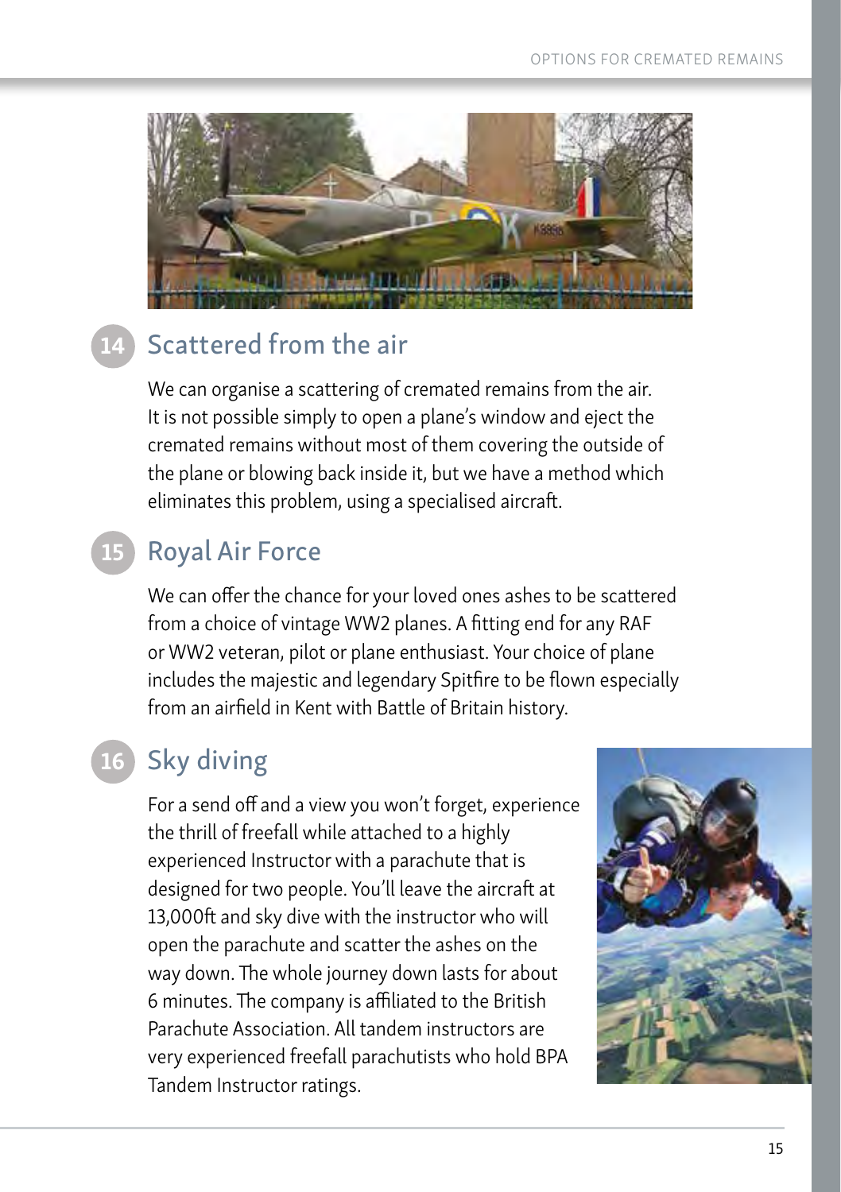## 14 Scattered from the air

We can organise a scattering of cremated remains from the air. It is not possible simply to open a plane's window and eject the cremated remains without most of them covering the outside of the plane or blowing back inside it, but we have a method which eliminates this problem, using a specialised aircraft.

## 15 Royal Air Force

We can offer the chance for your loved ones ashes to be scattered from a choice of vintage WW2 planes. A fitting end for any RAF or WW2 veteran, pilot or plane enthusiast. Your choice of plane includes the majestic and legendary Spitfire to be flown especially from an airfield in Kent with Battle of Britain history.

## 16 Sky diving

For a send off and a view you won't forget, experience the thrill of freefall while attached to a highly experienced Instructor with a parachute that is designed for two people. You'll leave the aircraft at 13,000ft and sky dive with the instructor who will open the parachute and scatter the ashes on the way down. The whole journey down lasts for about 6 minutes. The company is affiliated to the British Parachute Association. All tandem instructors are very experienced freefall parachutists who hold BPA Tandem Instructor ratings.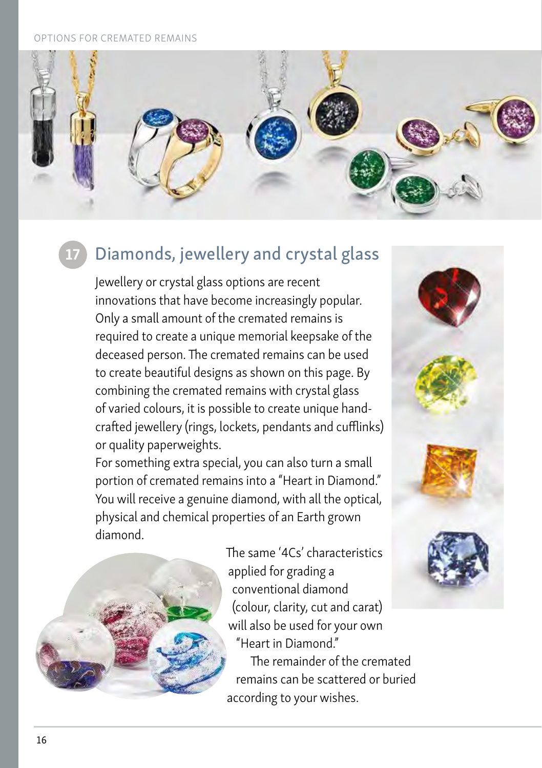## 17 Diamonds, jewellery and crystal glass

Jewellery or crystal glass options are recent innovations that have become increasingly popular. Only a small amount of the cremated remains is required to create a unique memorial keepsake of the deceased person. The cremated remains can be used to create beautiful designs as shown on this page. By combining the cremated remains with crystal glass of varied colours, it is possible to create unique hand-crafted jewellery (rings, lockets, pendants and cufflinks) or quality paperweights.

For something extra special, you can also turn a small portion of cremated remains into a "Heart in Diamond." You will receive a genuine diamond, with all the optical, physical and chemical properties of an Earth grown diamond.

The same '4Cs' characteristics applied for grading a conventional diamond (colour, clarity, cut and carat) will also be used for your own "Heart in Diamond."

The remainder of the cremated remains can be scattered or buried according to your wishes.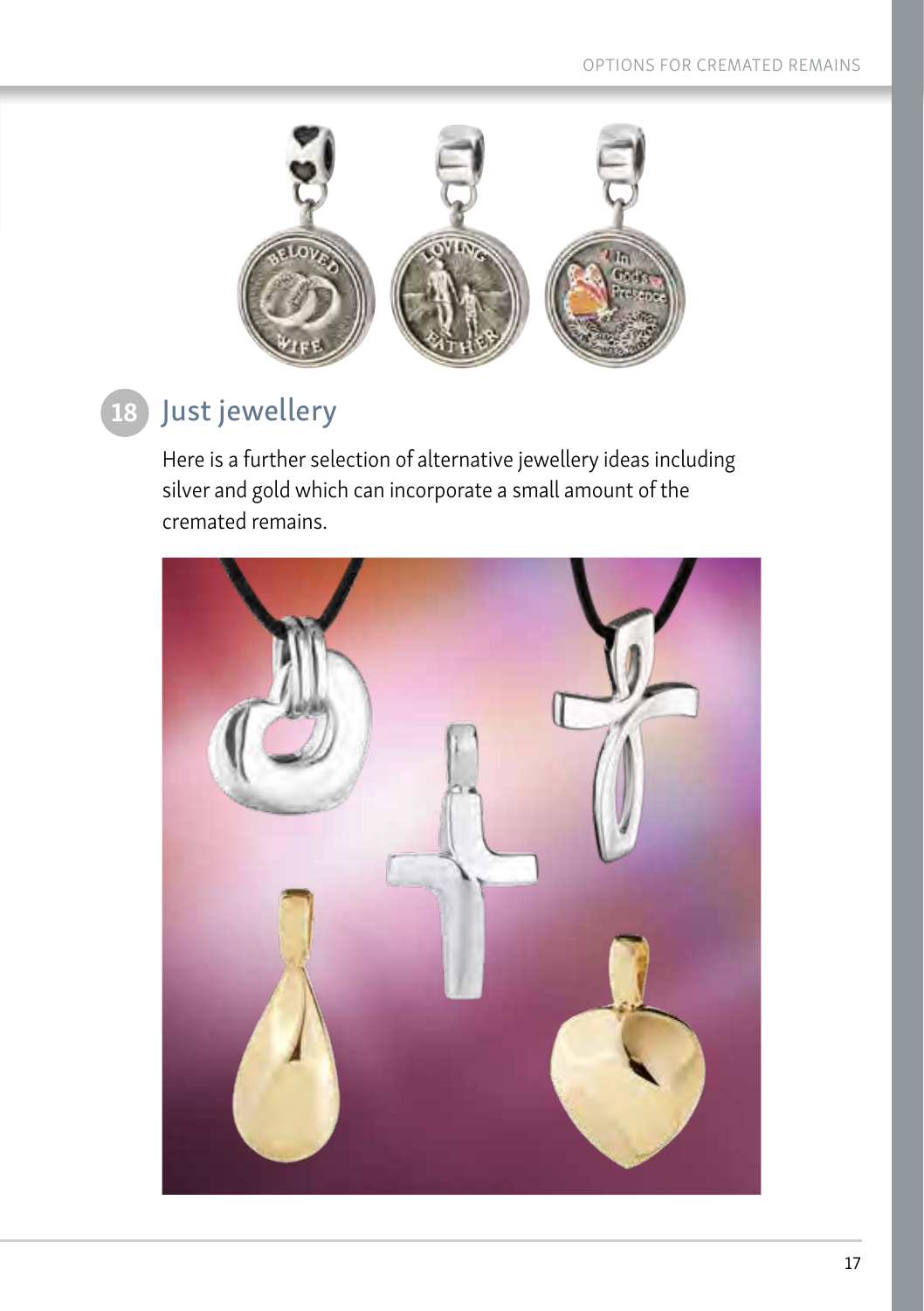## 18 Just jewellery

Here is a further selection of alternative jewellery ideas including silver and gold which can incorporate a small amount of the cremated remains.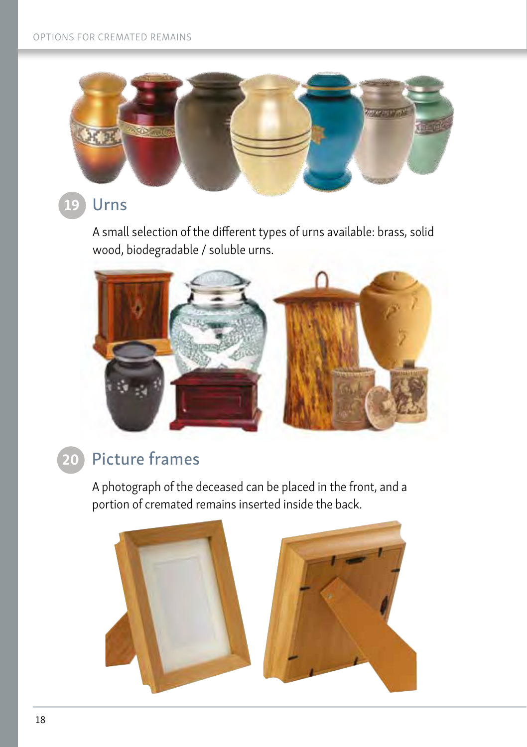## 19 Urns

A small selection of the different types of urns available: brass, solid wood, biodegradable / soluble urns.

## 20 Picture frames

A photograph of the deceased can be placed in the front, and a portion of cremated remains inserted inside the back.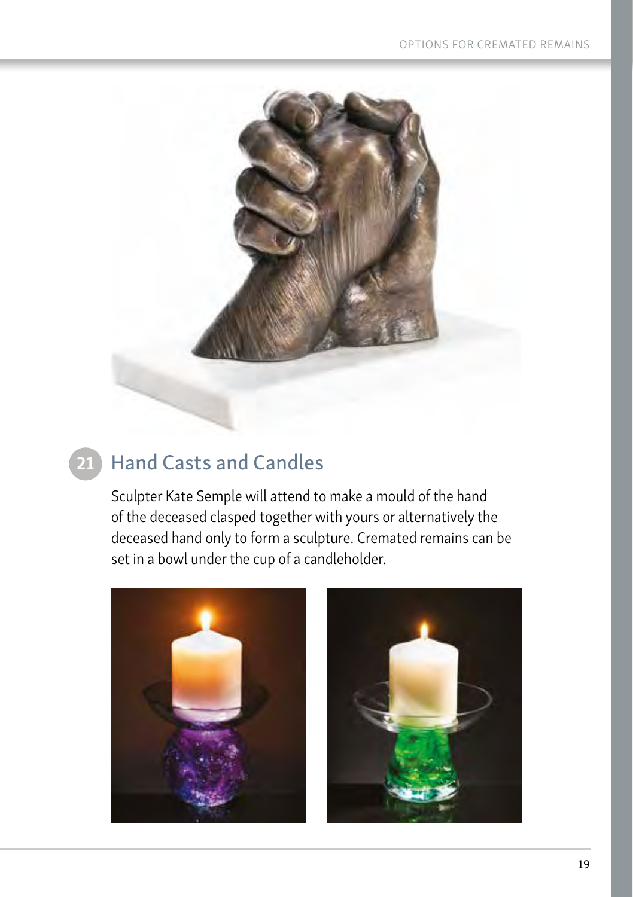## 21 Hand Casts and Candles

Sculpter Kate Semple will attend to make a mould of the hand of the deceased clasped together with yours or alternatively the deceased hand only to form a sculpture. Cremated remains can be set in a bowl under the cup of a candleholder.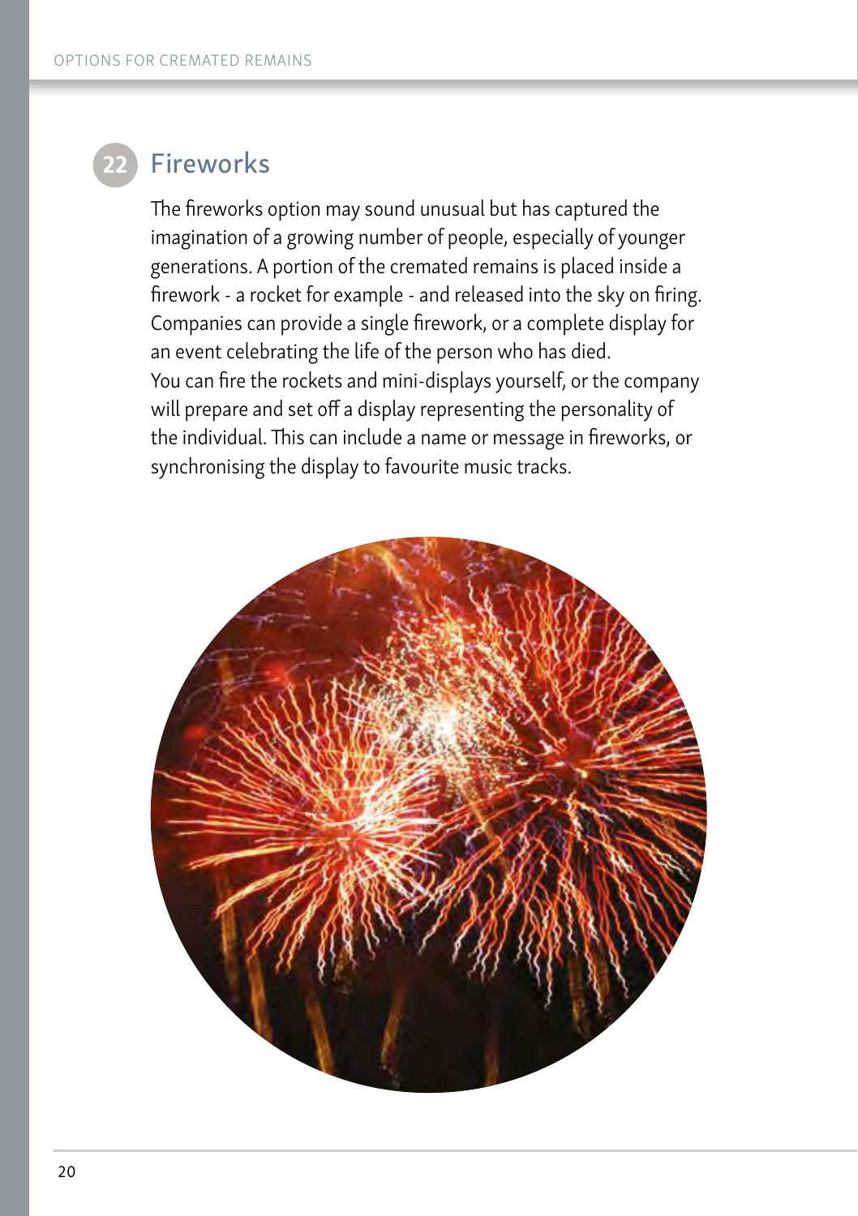## 22 Fireworks

The fireworks option may sound unusual but has captured the imagination of a growing number of people, especially of younger generations. A portion of the cremated remains is placed inside a firework - a rocket for example - and released into the sky on firing. Companies can provide a single firework, or a complete display for an event celebrating the life of the person who has died.
You can fire the rockets and mini-displays yourself, or the company will prepare and set off a display representing the personality of the individual. This can include a name or message in fireworks, or synchronising the display to favourite music tracks.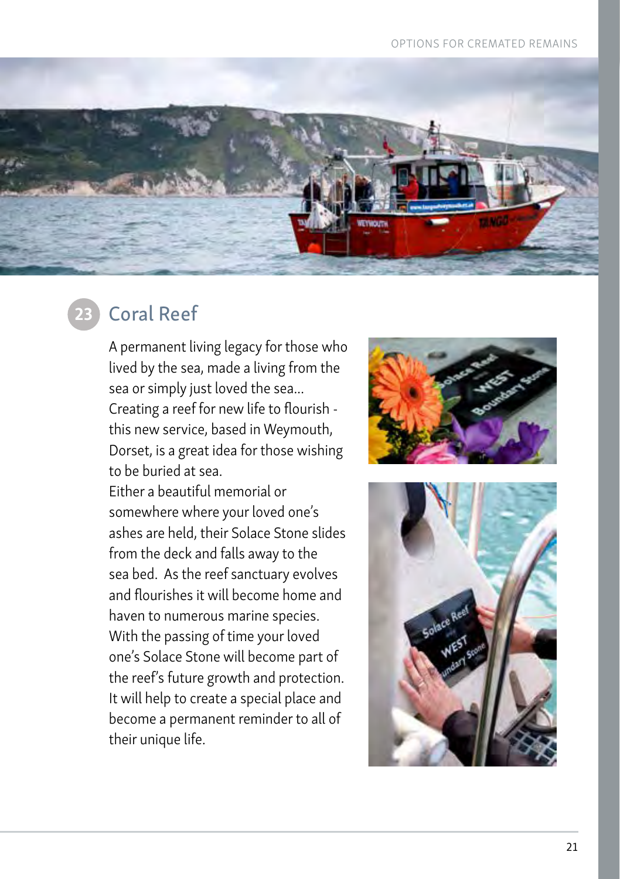## 23 Coral Reef

A permanent living legacy for those who lived by the sea, made a living from the sea or simply just loved the sea... Creating a reef for new life to flourish - this new service, based in Weymouth, Dorset, is a great idea for those wishing to be buried at sea.

Either a beautiful memorial or somewhere where your loved one's ashes are held, their Solace Stone slides from the deck and falls away to the sea bed. As the reef sanctuary evolves and flourishes it will become home and haven to numerous marine species. With the passing of time your loved one's Solace Stone will become part of the reef's future growth and protection. It will help to create a special place and become a permanent reminder to all of their unique life.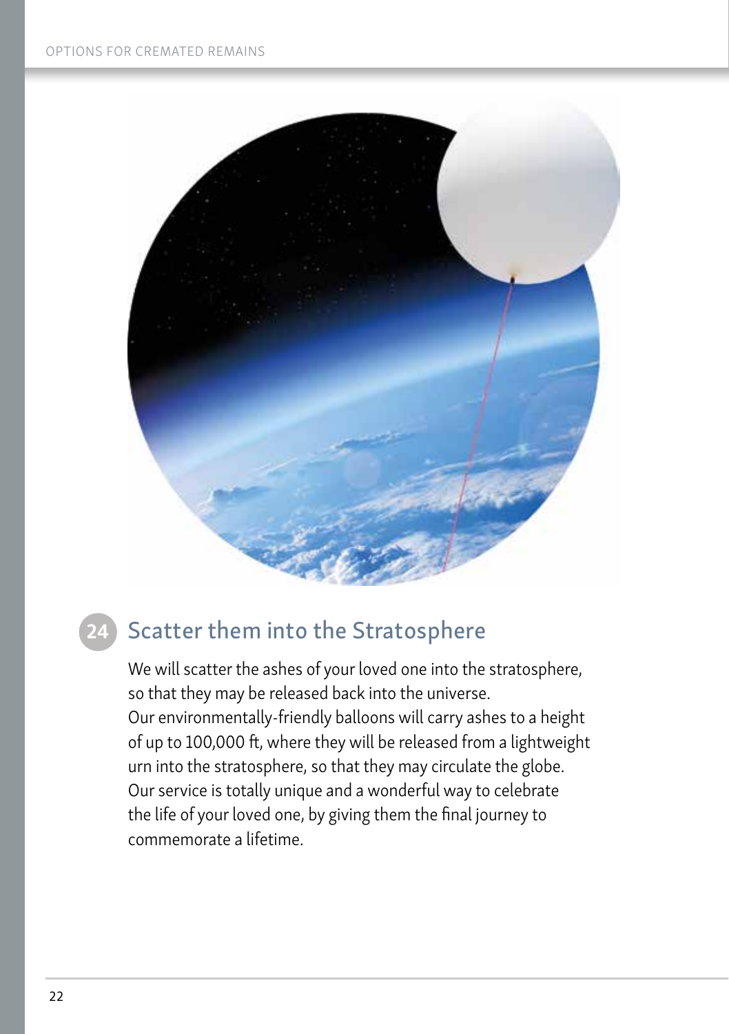## 24 Scatter them into the Stratosphere

We will scatter the ashes of your loved one into the stratosphere, so that they may be released back into the universe.
Our environmentally-friendly balloons will carry ashes to a height of up to 100,000 ft, where they will be released from a lightweight urn into the stratosphere, so that they may circulate the globe.
Our service is totally unique and a wonderful way to celebrate the life of your loved one, by giving them the final journey to commemorate a lifetime.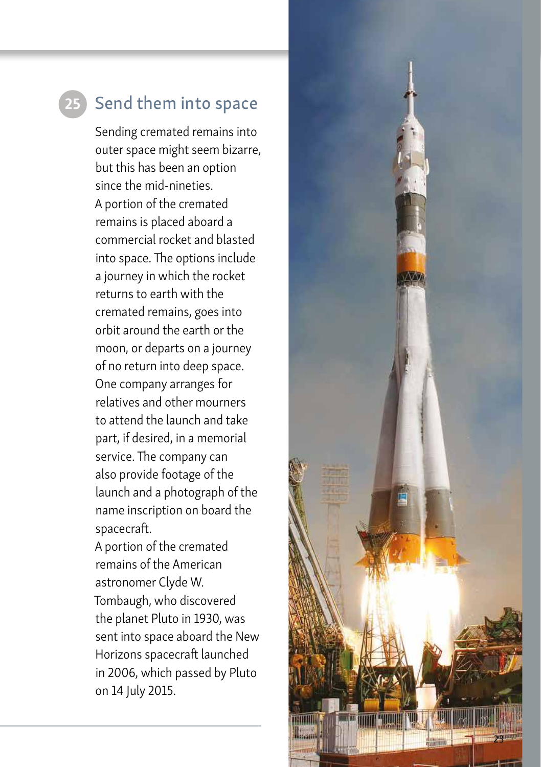## 25 Send them into space

Sending cremated remains into outer space might seem bizarre, but this has been an option since the mid-nineties.

A portion of the cremated remains is placed aboard a commercial rocket and blasted into space. The options include a journey in which the rocket returns to earth with the cremated remains, goes into orbit around the earth or the moon, or departs on a journey of no return into deep space. One company arranges for relatives and other mourners to attend the launch and take part, if desired, in a memorial service. The company can also provide footage of the launch and a photograph of the name inscription on board the spacecraft.

A portion of the cremated remains of the American astronomer Clyde W. Tombaugh, who discovered the planet Pluto in 1930, was sent into space aboard the New Horizons spacecraft launched in 2006, which passed by Pluto on 14 July 2015.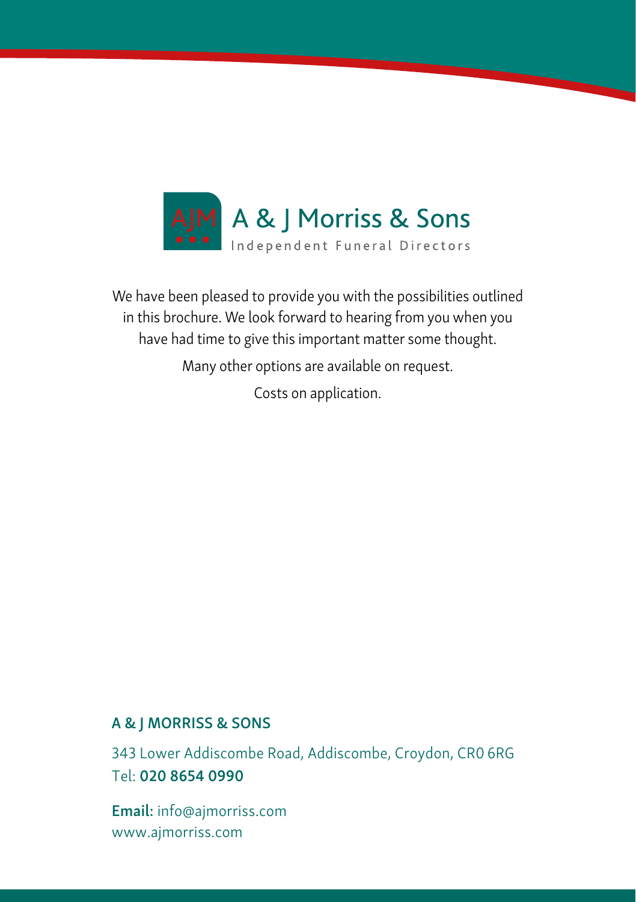AJM

# A & J Morriss & Sons

Independent Funeral Directors

We have been pleased to provide you with the possibilities outlined in this brochure. We look forward to hearing from you when you have had time to give this important matter some thought.

Many other options are available on request.

Costs on application.

**A & J MORRISS & SONS**

343 Lower Addiscombe Road, Addiscombe, Croydon, CR0 6RG
Tel: **020 8654 0990**

**Email:** info@ajmorriss.com
www.ajmorriss.com